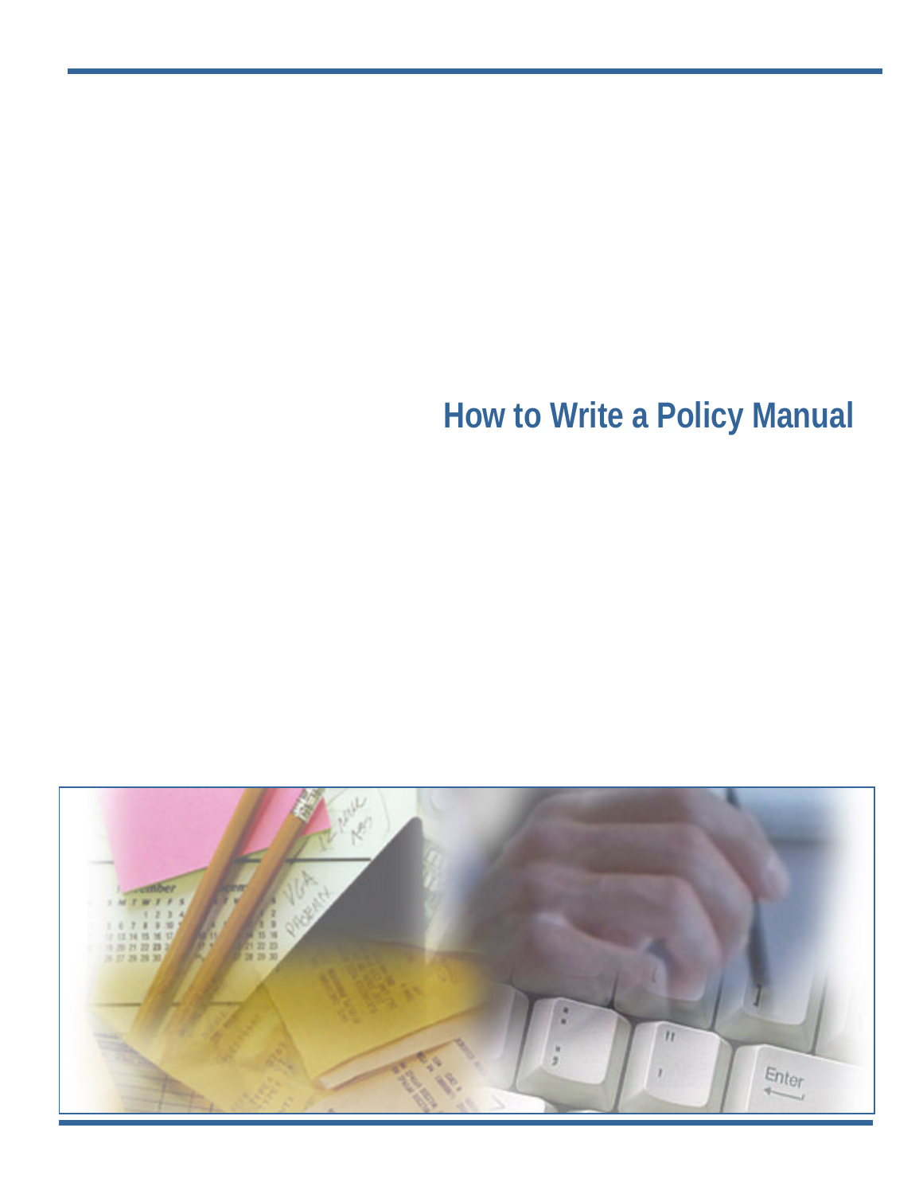# How to Write a Policy Manual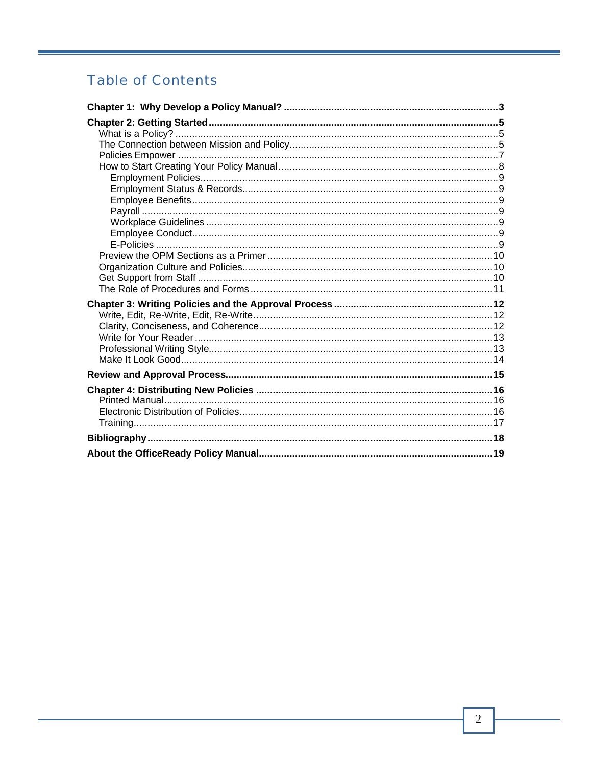# Table of Contents

**Chapter 1: Why Develop a Policy Manual? ... 3**

**Chapter 2: Getting Started ... 5**

- What is a Policy? ... 5
- The Connection between Mission and Policy ... 5
- Policies Empower ... 7
- How to Start Creating Your Policy Manual ... 8
  - Employment Policies ... 9
  - Employment Status & Records ... 9
  - Employee Benefits ... 9
  - Payroll ... 9
  - Workplace Guidelines ... 9
  - Employee Conduct ... 9
  - E-Policies ... 9
- Preview the OPM Sections as a Primer ... 10
- Organization Culture and Policies ... 10
- Get Support from Staff ... 10
- The Role of Procedures and Forms ... 11

**Chapter 3: Writing Policies and the Approval Process ... 12**

- Write, Edit, Re-Write, Edit, Re-Write ... 12
- Clarity, Conciseness, and Coherence ... 12
- Write for Your Reader ... 13
- Professional Writing Style ... 13
- Make It Look Good ... 14

**Review and Approval Process ... 15**

**Chapter 4: Distributing New Policies ... 16**

- Printed Manual ... 16
- Electronic Distribution of Policies ... 16
- Training ... 17

**Bibliography ... 18**

**About the OfficeReady Policy Manual ... 19**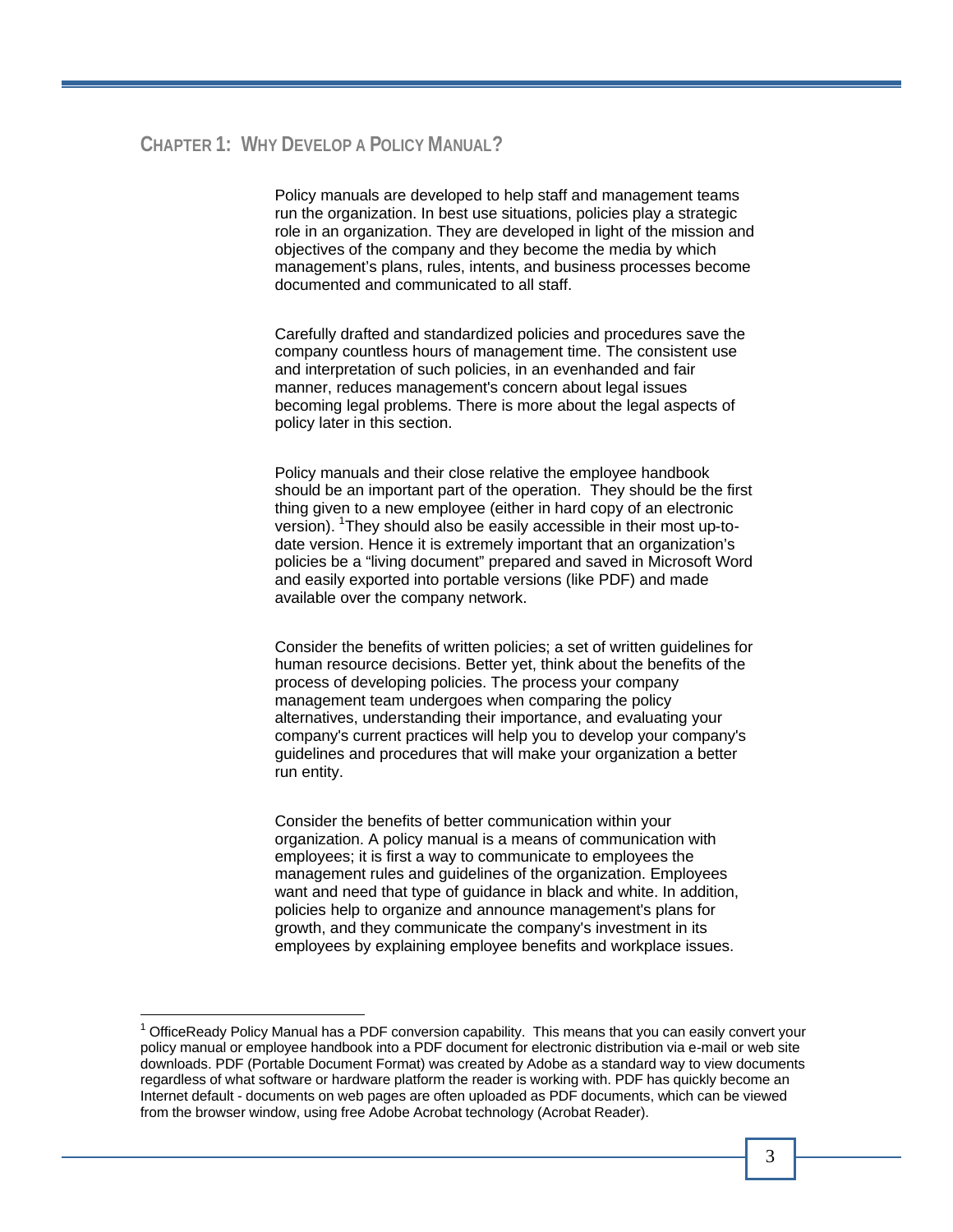## CHAPTER 1: WHY DEVELOP A POLICY MANUAL?

Policy manuals are developed to help staff and management teams run the organization. In best use situations, policies play a strategic role in an organization. They are developed in light of the mission and objectives of the company and they become the media by which management's plans, rules, intents, and business processes become documented and communicated to all staff.

Carefully drafted and standardized policies and procedures save the company countless hours of management time. The consistent use and interpretation of such policies, in an evenhanded and fair manner, reduces management's concern about legal issues becoming legal problems. There is more about the legal aspects of policy later in this section.

Policy manuals and their close relative the employee handbook should be an important part of the operation. They should be the first thing given to a new employee (either in hard copy of an electronic version). [1]They should also be easily accessible in their most up-to-date version. Hence it is extremely important that an organization's policies be a "living document" prepared and saved in Microsoft Word and easily exported into portable versions (like PDF) and made available over the company network.

Consider the benefits of written policies; a set of written guidelines for human resource decisions. Better yet, think about the benefits of the process of developing policies. The process your company management team undergoes when comparing the policy alternatives, understanding their importance, and evaluating your company's current practices will help you to develop your company's guidelines and procedures that will make your organization a better run entity.

Consider the benefits of better communication within your organization. A policy manual is a means of communication with employees; it is first a way to communicate to employees the management rules and guidelines of the organization. Employees want and need that type of guidance in black and white. In addition, policies help to organize and announce management's plans for growth, and they communicate the company's investment in its employees by explaining employee benefits and workplace issues.

---

[1] OfficeReady Policy Manual has a PDF conversion capability. This means that you can easily convert your policy manual or employee handbook into a PDF document for electronic distribution via e-mail or web site downloads. PDF (Portable Document Format) was created by Adobe as a standard way to view documents regardless of what software or hardware platform the reader is working with. PDF has quickly become an Internet default - documents on web pages are often uploaded as PDF documents, which can be viewed from the browser window, using free Adobe Acrobat technology (Acrobat Reader).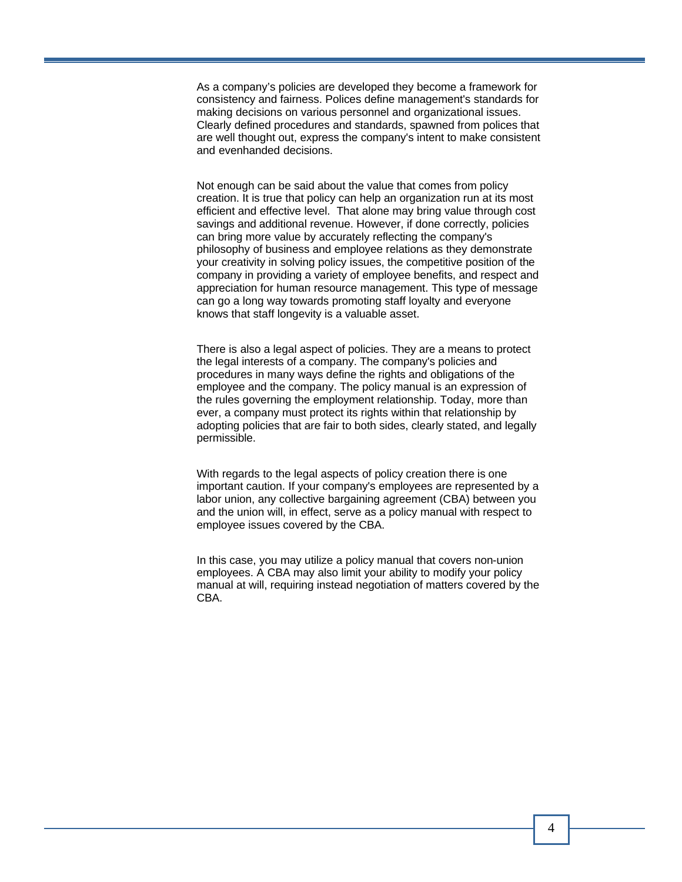As a company's policies are developed they become a framework for consistency and fairness. Polices define management's standards for making decisions on various personnel and organizational issues. Clearly defined procedures and standards, spawned from polices that are well thought out, express the company's intent to make consistent and evenhanded decisions.

Not enough can be said about the value that comes from policy creation. It is true that policy can help an organization run at its most efficient and effective level. That alone may bring value through cost savings and additional revenue. However, if done correctly, policies can bring more value by accurately reflecting the company's philosophy of business and employee relations as they demonstrate your creativity in solving policy issues, the competitive position of the company in providing a variety of employee benefits, and respect and appreciation for human resource management. This type of message can go a long way towards promoting staff loyalty and everyone knows that staff longevity is a valuable asset.

There is also a legal aspect of policies. They are a means to protect the legal interests of a company. The company's policies and procedures in many ways define the rights and obligations of the employee and the company. The policy manual is an expression of the rules governing the employment relationship. Today, more than ever, a company must protect its rights within that relationship by adopting policies that are fair to both sides, clearly stated, and legally permissible.

With regards to the legal aspects of policy creation there is one important caution. If your company's employees are represented by a labor union, any collective bargaining agreement (CBA) between you and the union will, in effect, serve as a policy manual with respect to employee issues covered by the CBA.

In this case, you may utilize a policy manual that covers non-union employees. A CBA may also limit your ability to modify your policy manual at will, requiring instead negotiation of matters covered by the CBA.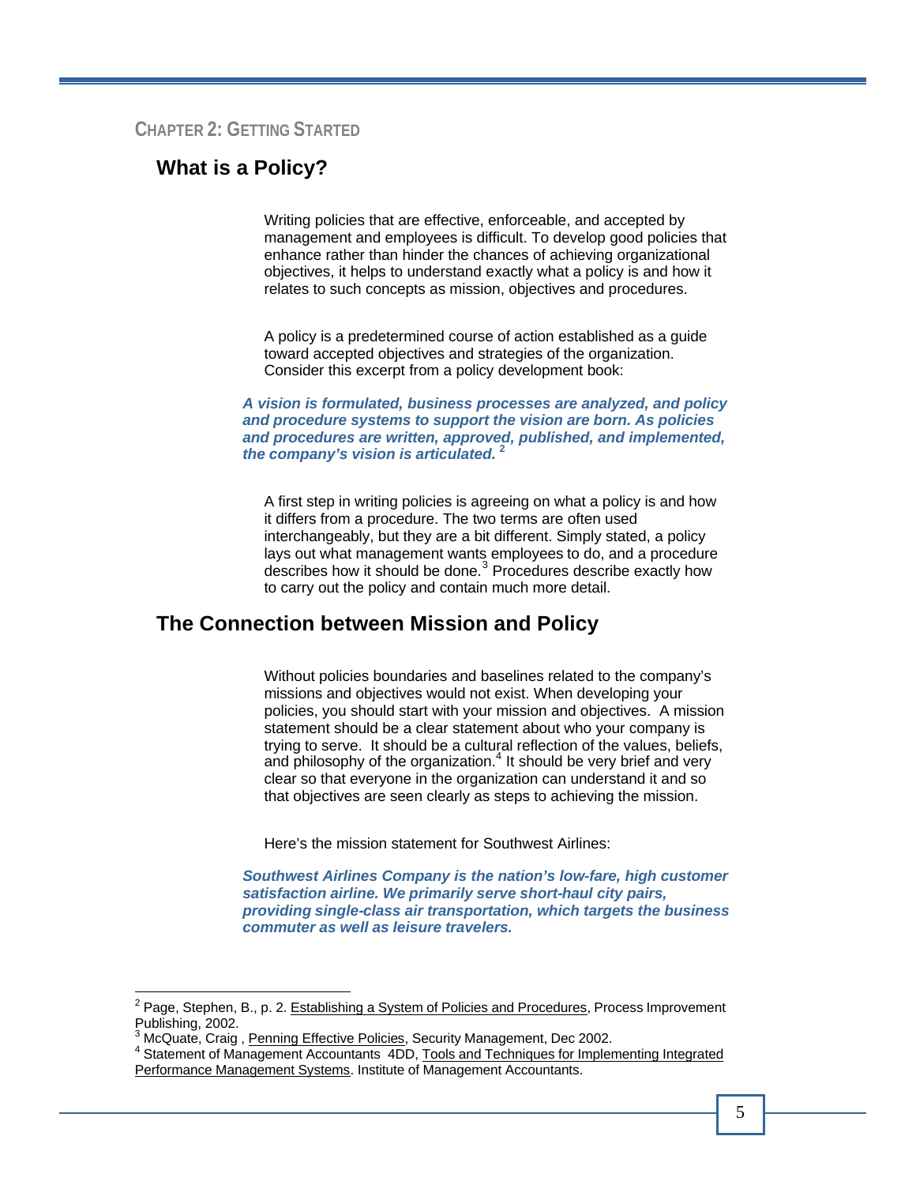## Chapter 2: Getting Started

### What is a Policy?

Writing policies that are effective, enforceable, and accepted by management and employees is difficult. To develop good policies that enhance rather than hinder the chances of achieving organizational objectives, it helps to understand exactly what a policy is and how it relates to such concepts as mission, objectives and procedures.

A policy is a predetermined course of action established as a guide toward accepted objectives and strategies of the organization. Consider this excerpt from a policy development book:

***A vision is formulated, business processes are analyzed, and policy and procedure systems to support the vision are born. As policies and procedures are written, approved, published, and implemented, the company's vision is articulated.*** [2]

A first step in writing policies is agreeing on what a policy is and how it differs from a procedure. The two terms are often used interchangeably, but they are a bit different. Simply stated, a policy lays out what management wants employees to do, and a procedure describes how it should be done.[3] Procedures describe exactly how to carry out the policy and contain much more detail.

### The Connection between Mission and Policy

Without policies boundaries and baselines related to the company's missions and objectives would not exist. When developing your policies, you should start with your mission and objectives. A mission statement should be a clear statement about who your company is trying to serve. It should be a cultural reflection of the values, beliefs, and philosophy of the organization.[4] It should be very brief and very clear so that everyone in the organization can understand it and so that objectives are seen clearly as steps to achieving the mission.

Here's the mission statement for Southwest Airlines:

***Southwest Airlines Company is the nation's low-fare, high customer satisfaction airline. We primarily serve short-haul city pairs, providing single-class air transportation, which targets the business commuter as well as leisure travelers.***

---

[2] Page, Stephen, B., p. 2. Establishing a System of Policies and Procedures, Process Improvement Publishing, 2002.

[3] McQuate, Craig , Penning Effective Policies, Security Management, Dec 2002.

[4] Statement of Management Accountants 4DD, Tools and Techniques for Implementing Integrated Performance Management Systems. Institute of Management Accountants.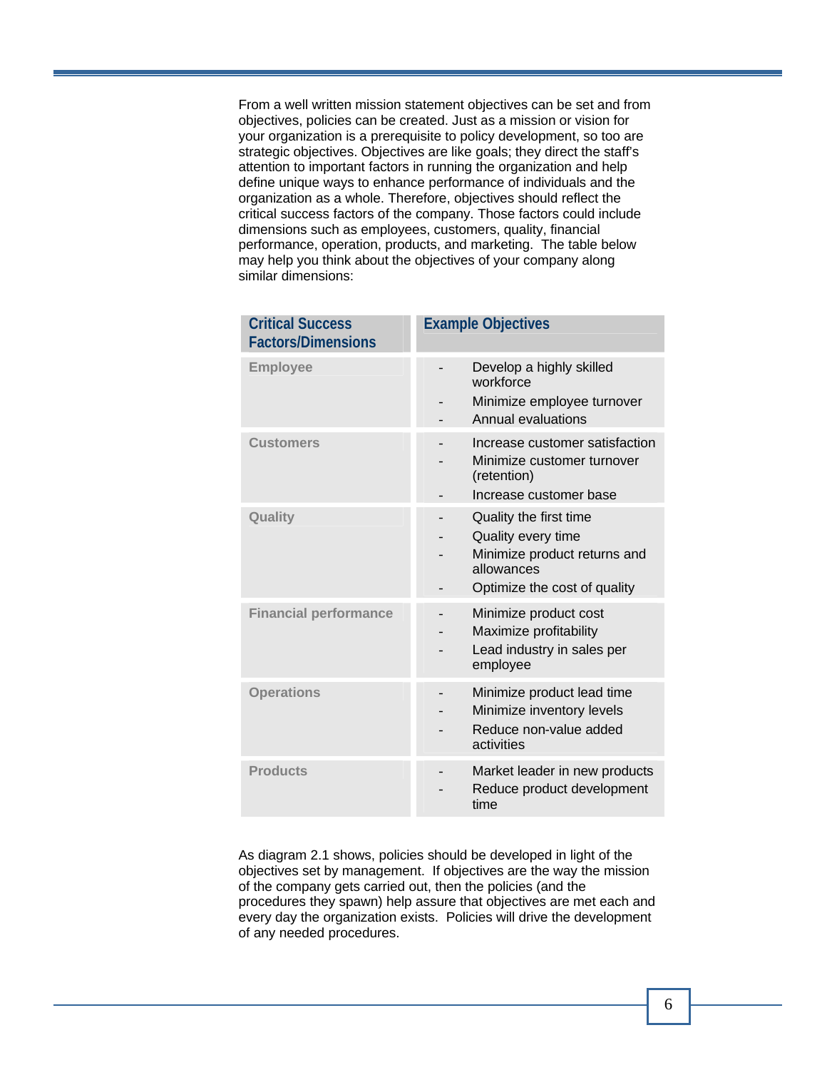From a well written mission statement objectives can be set and from objectives, policies can be created. Just as a mission or vision for your organization is a prerequisite to policy development, so too are strategic objectives. Objectives are like goals; they direct the staff's attention to important factors in running the organization and help define unique ways to enhance performance of individuals and the organization as a whole. Therefore, objectives should reflect the critical success factors of the company. Those factors could include dimensions such as employees, customers, quality, financial performance, operation, products, and marketing. The table below may help you think about the objectives of your company along similar dimensions:

| Critical Success Factors/Dimensions | Example Objectives |
|---|---|
| Employee | - Develop a highly skilled workforce<br>- Minimize employee turnover<br>- Annual evaluations |
| Customers | - Increase customer satisfaction<br>- Minimize customer turnover (retention)<br>- Increase customer base |
| Quality | - Quality the first time<br>- Quality every time<br>- Minimize product returns and allowances<br>- Optimize the cost of quality |
| Financial performance | - Minimize product cost<br>- Maximize profitability<br>- Lead industry in sales per employee |
| Operations | - Minimize product lead time<br>- Minimize inventory levels<br>- Reduce non-value added activities |
| Products | - Market leader in new products<br>- Reduce product development time |

As diagram 2.1 shows, policies should be developed in light of the objectives set by management. If objectives are the way the mission of the company gets carried out, then the policies (and the procedures they spawn) help assure that objectives are met each and every day the organization exists. Policies will drive the development of any needed procedures.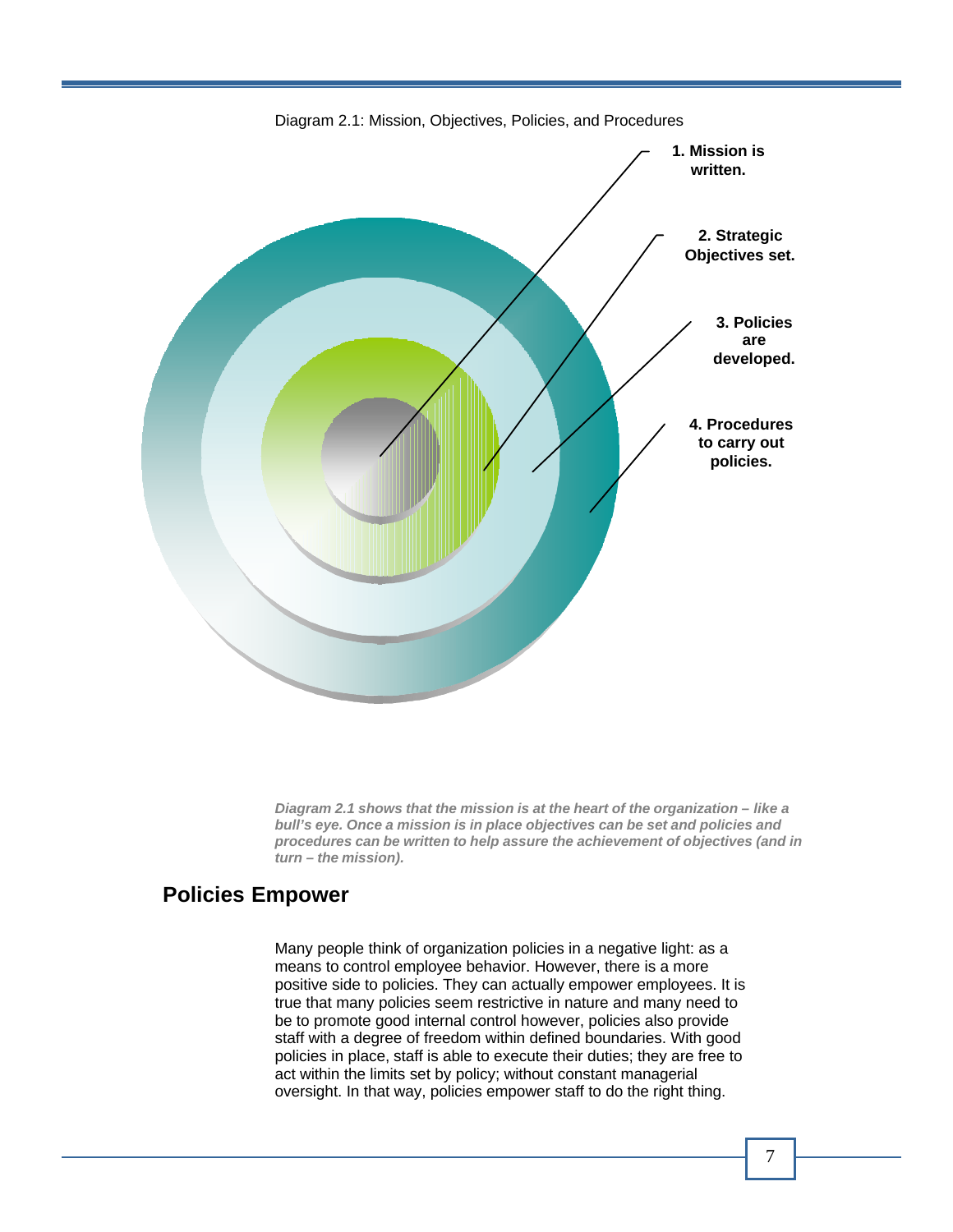Diagram 2.1: Mission, Objectives, Policies, and Procedures

**1. Mission is written.**

**2. Strategic Objectives set.**

**3. Policies are developed.**

**4. Procedures to carry out policies.**

***Diagram 2.1 shows that the mission is at the heart of the organization – like a bull's eye. Once a mission is in place objectives can be set and policies and procedures can be written to help assure the achievement of objectives (and in turn – the mission).***

## Policies Empower

Many people think of organization policies in a negative light: as a means to control employee behavior. However, there is a more positive side to policies. They can actually empower employees. It is true that many policies seem restrictive in nature and many need to be to promote good internal control however, policies also provide staff with a degree of freedom within defined boundaries. With good policies in place, staff is able to execute their duties; they are free to act within the limits set by policy; without constant managerial oversight. In that way, policies empower staff to do the right thing.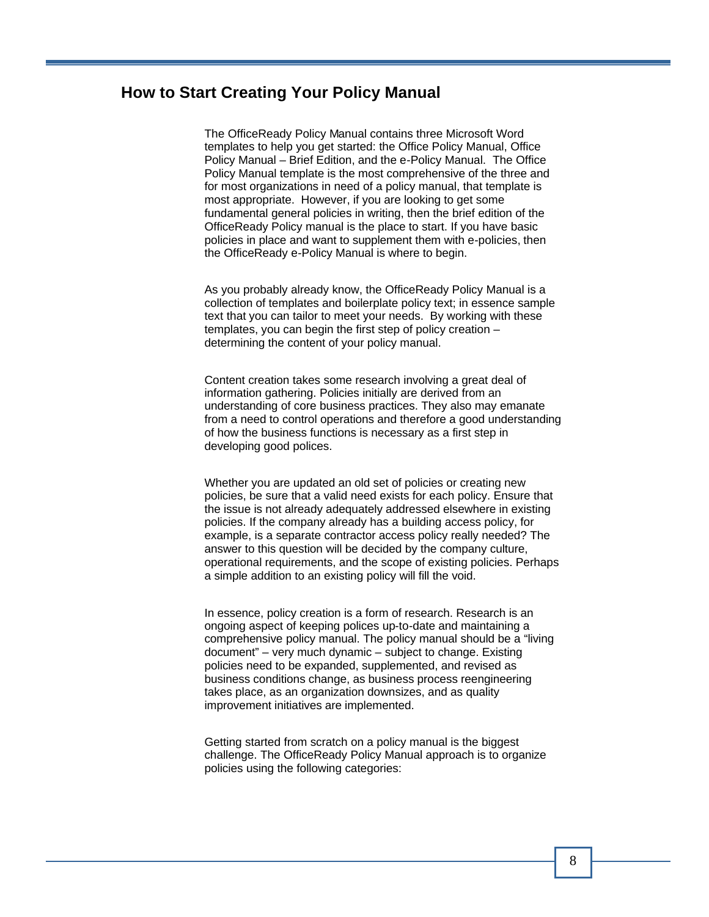## How to Start Creating Your Policy Manual

The OfficeReady Policy Manual contains three Microsoft Word templates to help you get started: the Office Policy Manual, Office Policy Manual – Brief Edition, and the e-Policy Manual. The Office Policy Manual template is the most comprehensive of the three and for most organizations in need of a policy manual, that template is most appropriate. However, if you are looking to get some fundamental general policies in writing, then the brief edition of the OfficeReady Policy manual is the place to start. If you have basic policies in place and want to supplement them with e-policies, then the OfficeReady e-Policy Manual is where to begin.

As you probably already know, the OfficeReady Policy Manual is a collection of templates and boilerplate policy text; in essence sample text that you can tailor to meet your needs. By working with these templates, you can begin the first step of policy creation – determining the content of your policy manual.

Content creation takes some research involving a great deal of information gathering. Policies initially are derived from an understanding of core business practices. They also may emanate from a need to control operations and therefore a good understanding of how the business functions is necessary as a first step in developing good polices.

Whether you are updated an old set of policies or creating new policies, be sure that a valid need exists for each policy. Ensure that the issue is not already adequately addressed elsewhere in existing policies. If the company already has a building access policy, for example, is a separate contractor access policy really needed? The answer to this question will be decided by the company culture, operational requirements, and the scope of existing policies. Perhaps a simple addition to an existing policy will fill the void.

In essence, policy creation is a form of research. Research is an ongoing aspect of keeping polices up-to-date and maintaining a comprehensive policy manual. The policy manual should be a "living document" – very much dynamic – subject to change. Existing policies need to be expanded, supplemented, and revised as business conditions change, as business process reengineering takes place, as an organization downsizes, and as quality improvement initiatives are implemented.

Getting started from scratch on a policy manual is the biggest challenge. The OfficeReady Policy Manual approach is to organize policies using the following categories: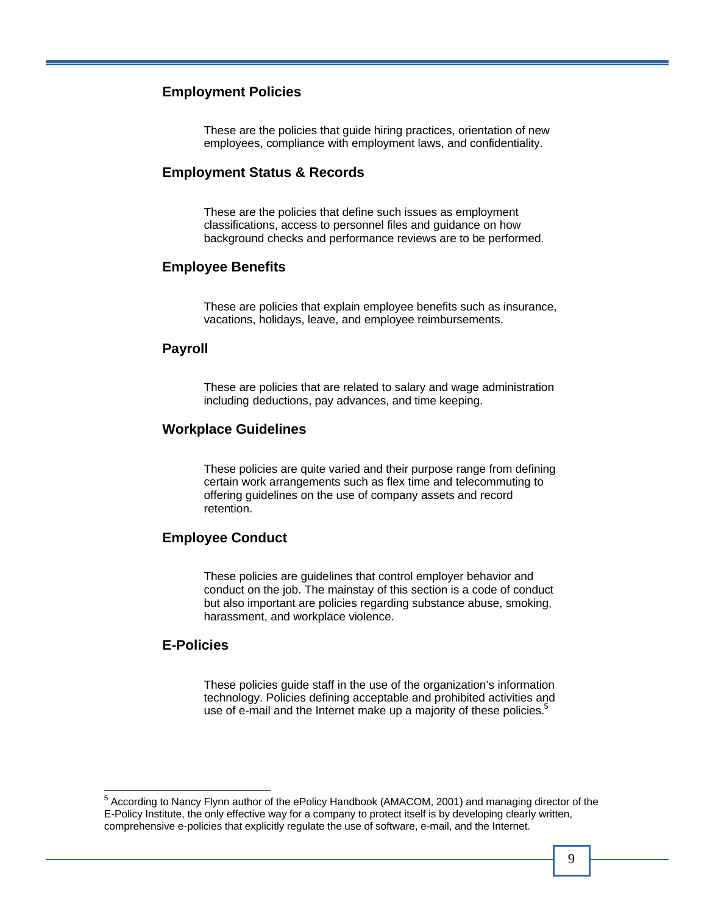### Employment Policies

These are the policies that guide hiring practices, orientation of new employees, compliance with employment laws, and confidentiality.

### Employment Status & Records

These are the policies that define such issues as employment classifications, access to personnel files and guidance on how background checks and performance reviews are to be performed.

### Employee Benefits

These are policies that explain employee benefits such as insurance, vacations, holidays, leave, and employee reimbursements.

### Payroll

These are policies that are related to salary and wage administration including deductions, pay advances, and time keeping.

### Workplace Guidelines

These policies are quite varied and their purpose range from defining certain work arrangements such as flex time and telecommuting to offering guidelines on the use of company assets and record retention.

### Employee Conduct

These policies are guidelines that control employer behavior and conduct on the job. The mainstay of this section is a code of conduct but also important are policies regarding substance abuse, smoking, harassment, and workplace violence.

### E-Policies

These policies guide staff in the use of the organization's information technology. Policies defining acceptable and prohibited activities and use of e-mail and the Internet make up a majority of these policies.[5]

---

[5] According to Nancy Flynn author of the ePolicy Handbook (AMACOM, 2001) and managing director of the E-Policy Institute, the only effective way for a company to protect itself is by developing clearly written, comprehensive e-policies that explicitly regulate the use of software, e-mail, and the Internet.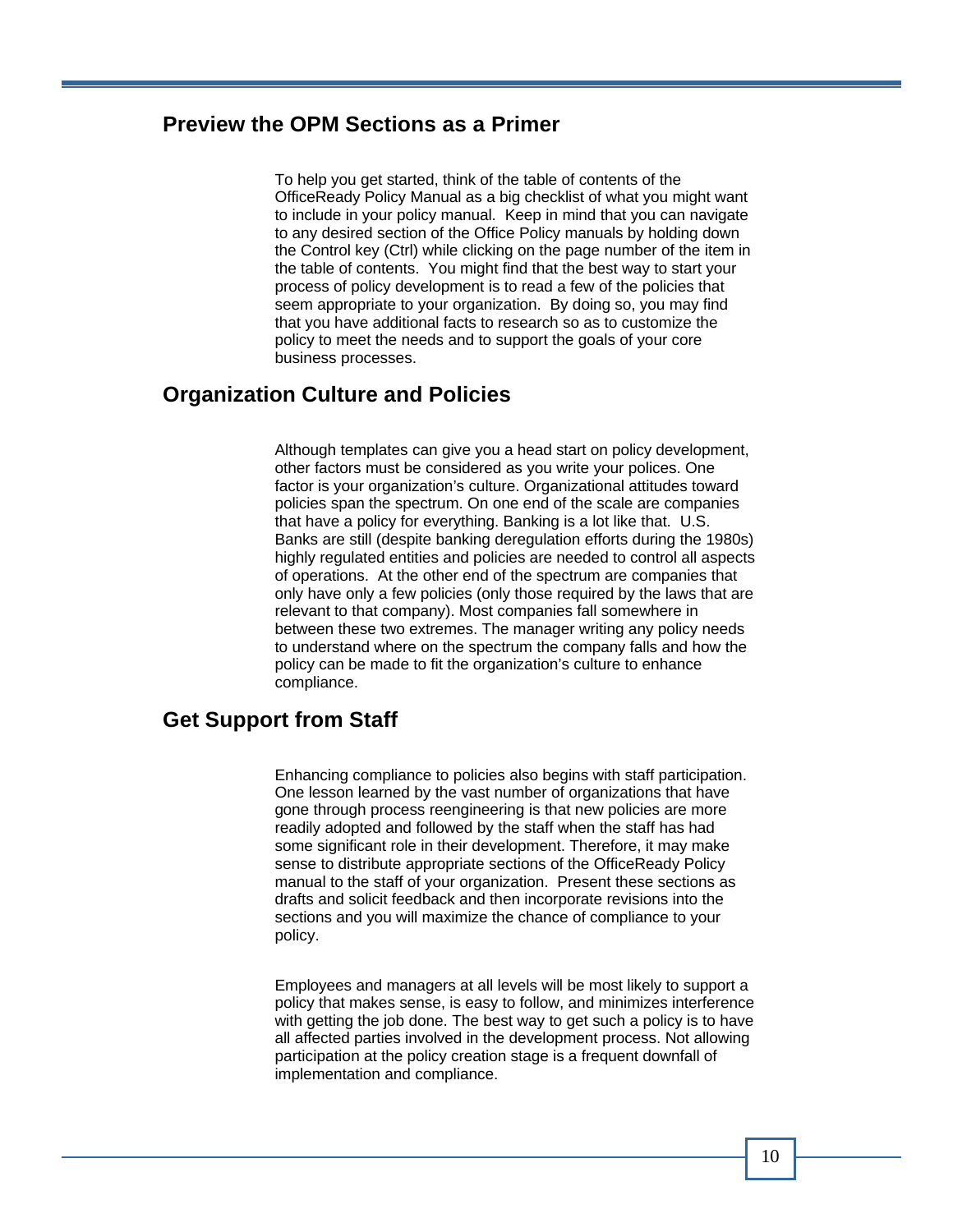## Preview the OPM Sections as a Primer

To help you get started, think of the table of contents of the OfficeReady Policy Manual as a big checklist of what you might want to include in your policy manual. Keep in mind that you can navigate to any desired section of the Office Policy manuals by holding down the Control key (Ctrl) while clicking on the page number of the item in the table of contents. You might find that the best way to start your process of policy development is to read a few of the policies that seem appropriate to your organization. By doing so, you may find that you have additional facts to research so as to customize the policy to meet the needs and to support the goals of your core business processes.

## Organization Culture and Policies

Although templates can give you a head start on policy development, other factors must be considered as you write your polices. One factor is your organization's culture. Organizational attitudes toward policies span the spectrum. On one end of the scale are companies that have a policy for everything. Banking is a lot like that. U.S. Banks are still (despite banking deregulation efforts during the 1980s) highly regulated entities and policies are needed to control all aspects of operations. At the other end of the spectrum are companies that only have only a few policies (only those required by the laws that are relevant to that company). Most companies fall somewhere in between these two extremes. The manager writing any policy needs to understand where on the spectrum the company falls and how the policy can be made to fit the organization's culture to enhance compliance.

## Get Support from Staff

Enhancing compliance to policies also begins with staff participation. One lesson learned by the vast number of organizations that have gone through process reengineering is that new policies are more readily adopted and followed by the staff when the staff has had some significant role in their development. Therefore, it may make sense to distribute appropriate sections of the OfficeReady Policy manual to the staff of your organization. Present these sections as drafts and solicit feedback and then incorporate revisions into the sections and you will maximize the chance of compliance to your policy.

Employees and managers at all levels will be most likely to support a policy that makes sense, is easy to follow, and minimizes interference with getting the job done. The best way to get such a policy is to have all affected parties involved in the development process. Not allowing participation at the policy creation stage is a frequent downfall of implementation and compliance.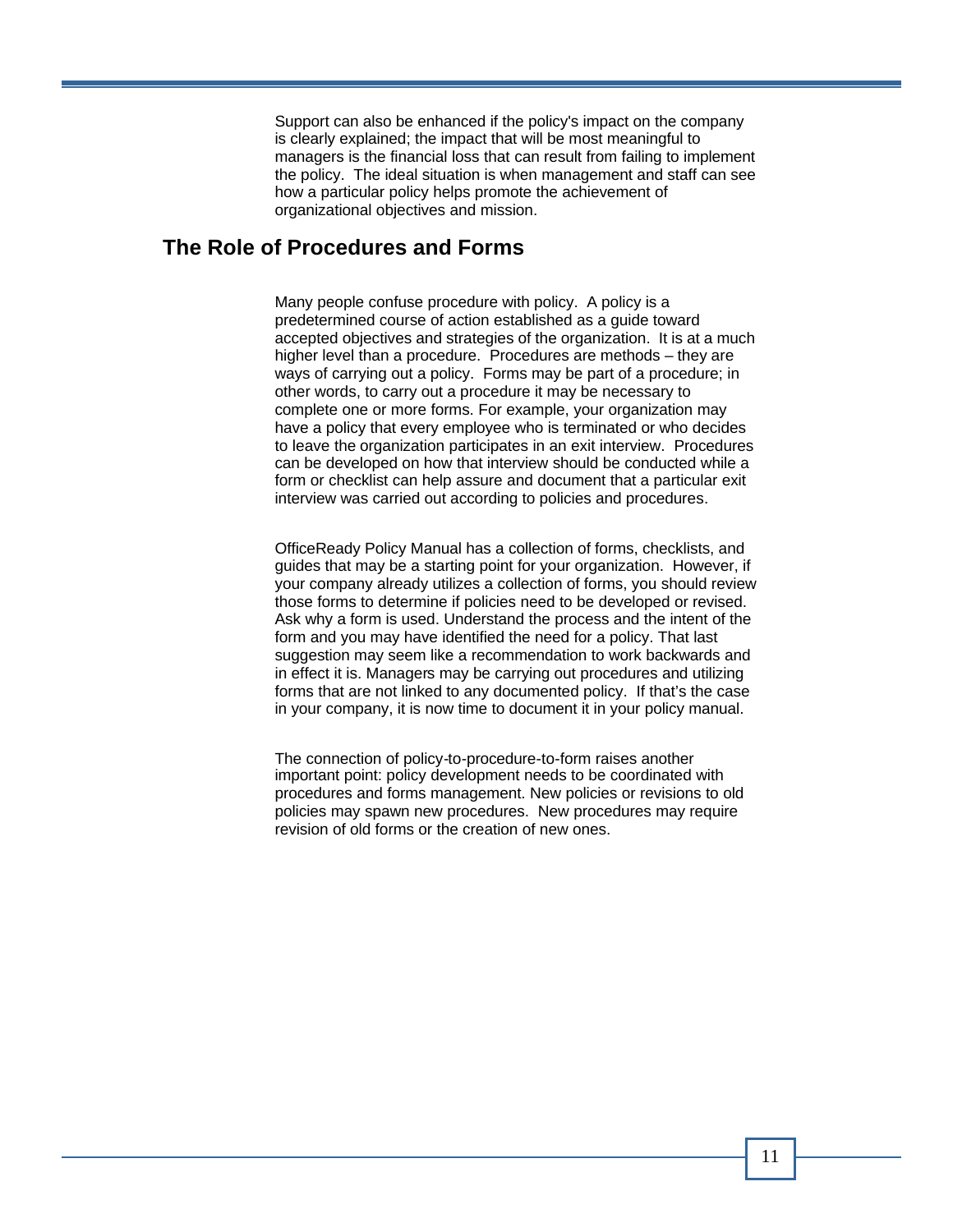Support can also be enhanced if the policy's impact on the company is clearly explained; the impact that will be most meaningful to managers is the financial loss that can result from failing to implement the policy. The ideal situation is when management and staff can see how a particular policy helps promote the achievement of organizational objectives and mission.

## The Role of Procedures and Forms

Many people confuse procedure with policy. A policy is a predetermined course of action established as a guide toward accepted objectives and strategies of the organization. It is at a much higher level than a procedure. Procedures are methods – they are ways of carrying out a policy. Forms may be part of a procedure; in other words, to carry out a procedure it may be necessary to complete one or more forms. For example, your organization may have a policy that every employee who is terminated or who decides to leave the organization participates in an exit interview. Procedures can be developed on how that interview should be conducted while a form or checklist can help assure and document that a particular exit interview was carried out according to policies and procedures.

OfficeReady Policy Manual has a collection of forms, checklists, and guides that may be a starting point for your organization. However, if your company already utilizes a collection of forms, you should review those forms to determine if policies need to be developed or revised. Ask why a form is used. Understand the process and the intent of the form and you may have identified the need for a policy. That last suggestion may seem like a recommendation to work backwards and in effect it is. Managers may be carrying out procedures and utilizing forms that are not linked to any documented policy. If that's the case in your company, it is now time to document it in your policy manual.

The connection of policy-to-procedure-to-form raises another important point: policy development needs to be coordinated with procedures and forms management. New policies or revisions to old policies may spawn new procedures. New procedures may require revision of old forms or the creation of new ones.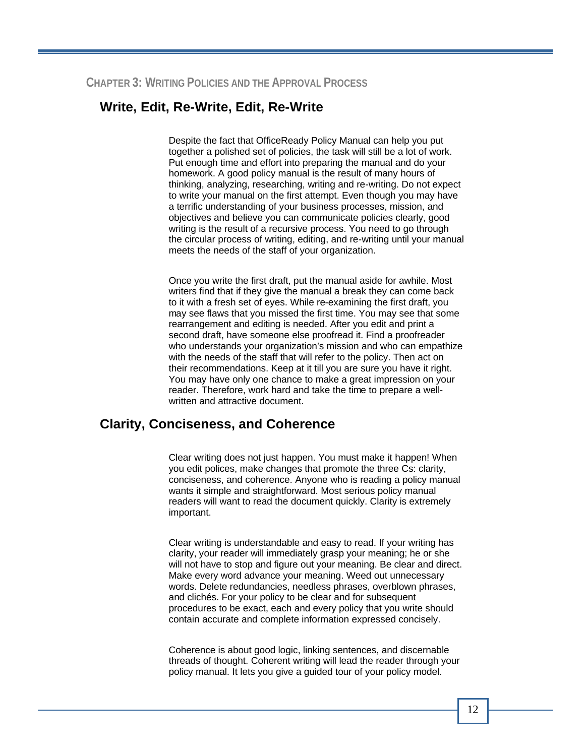Chapter 3: Writing Policies and the Approval Process

## Write, Edit, Re-Write, Edit, Re-Write

Despite the fact that OfficeReady Policy Manual can help you put together a polished set of policies, the task will still be a lot of work. Put enough time and effort into preparing the manual and do your homework. A good policy manual is the result of many hours of thinking, analyzing, researching, writing and re-writing. Do not expect to write your manual on the first attempt. Even though you may have a terrific understanding of your business processes, mission, and objectives and believe you can communicate policies clearly, good writing is the result of a recursive process. You need to go through the circular process of writing, editing, and re-writing until your manual meets the needs of the staff of your organization.

Once you write the first draft, put the manual aside for awhile. Most writers find that if they give the manual a break they can come back to it with a fresh set of eyes. While re-examining the first draft, you may see flaws that you missed the first time. You may see that some rearrangement and editing is needed. After you edit and print a second draft, have someone else proofread it. Find a proofreader who understands your organization's mission and who can empathize with the needs of the staff that will refer to the policy. Then act on their recommendations. Keep at it till you are sure you have it right. You may have only one chance to make a great impression on your reader. Therefore, work hard and take the time to prepare a well-written and attractive document.

## Clarity, Conciseness, and Coherence

Clear writing does not just happen. You must make it happen! When you edit polices, make changes that promote the three Cs: clarity, conciseness, and coherence. Anyone who is reading a policy manual wants it simple and straightforward. Most serious policy manual readers will want to read the document quickly. Clarity is extremely important.

Clear writing is understandable and easy to read. If your writing has clarity, your reader will immediately grasp your meaning; he or she will not have to stop and figure out your meaning. Be clear and direct. Make every word advance your meaning. Weed out unnecessary words. Delete redundancies, needless phrases, overblown phrases, and clichés. For your policy to be clear and for subsequent procedures to be exact, each and every policy that you write should contain accurate and complete information expressed concisely.

Coherence is about good logic, linking sentences, and discernable threads of thought. Coherent writing will lead the reader through your policy manual. It lets you give a guided tour of your policy model.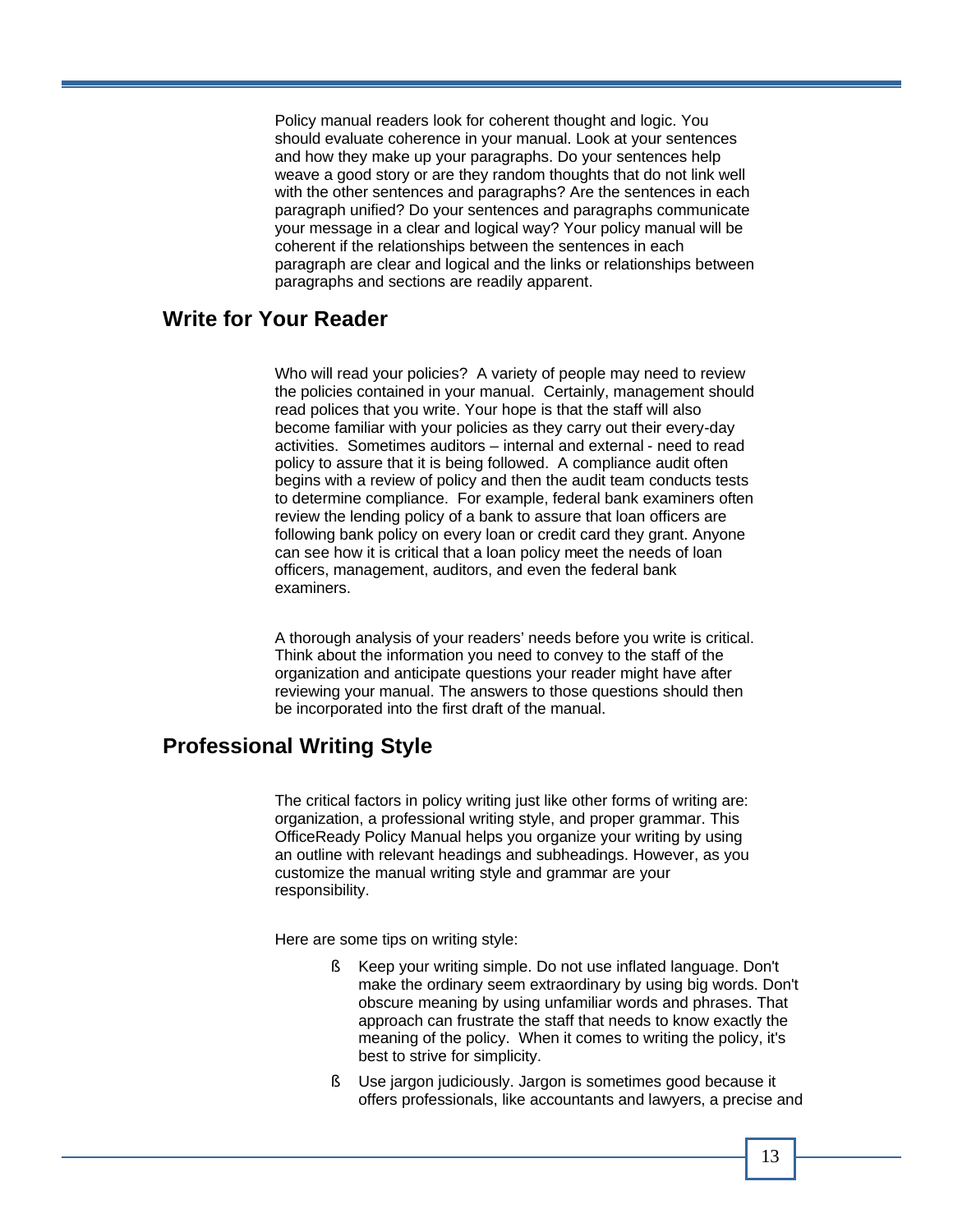Policy manual readers look for coherent thought and logic. You should evaluate coherence in your manual. Look at your sentences and how they make up your paragraphs. Do your sentences help weave a good story or are they random thoughts that do not link well with the other sentences and paragraphs? Are the sentences in each paragraph unified? Do your sentences and paragraphs communicate your message in a clear and logical way? Your policy manual will be coherent if the relationships between the sentences in each paragraph are clear and logical and the links or relationships between paragraphs and sections are readily apparent.

## Write for Your Reader

Who will read your policies? A variety of people may need to review the policies contained in your manual. Certainly, management should read polices that you write. Your hope is that the staff will also become familiar with your policies as they carry out their every-day activities. Sometimes auditors – internal and external - need to read policy to assure that it is being followed. A compliance audit often begins with a review of policy and then the audit team conducts tests to determine compliance. For example, federal bank examiners often review the lending policy of a bank to assure that loan officers are following bank policy on every loan or credit card they grant. Anyone can see how it is critical that a loan policy meet the needs of loan officers, management, auditors, and even the federal bank examiners.

A thorough analysis of your readers' needs before you write is critical. Think about the information you need to convey to the staff of the organization and anticipate questions your reader might have after reviewing your manual. The answers to those questions should then be incorporated into the first draft of the manual.

## Professional Writing Style

The critical factors in policy writing just like other forms of writing are: organization, a professional writing style, and proper grammar. This OfficeReady Policy Manual helps you organize your writing by using an outline with relevant headings and subheadings. However, as you customize the manual writing style and grammar are your responsibility.

Here are some tips on writing style:

- Keep your writing simple. Do not use inflated language. Don't make the ordinary seem extraordinary by using big words. Don't obscure meaning by using unfamiliar words and phrases. That approach can frustrate the staff that needs to know exactly the meaning of the policy. When it comes to writing the policy, it's best to strive for simplicity.
- Use jargon judiciously. Jargon is sometimes good because it offers professionals, like accountants and lawyers, a precise and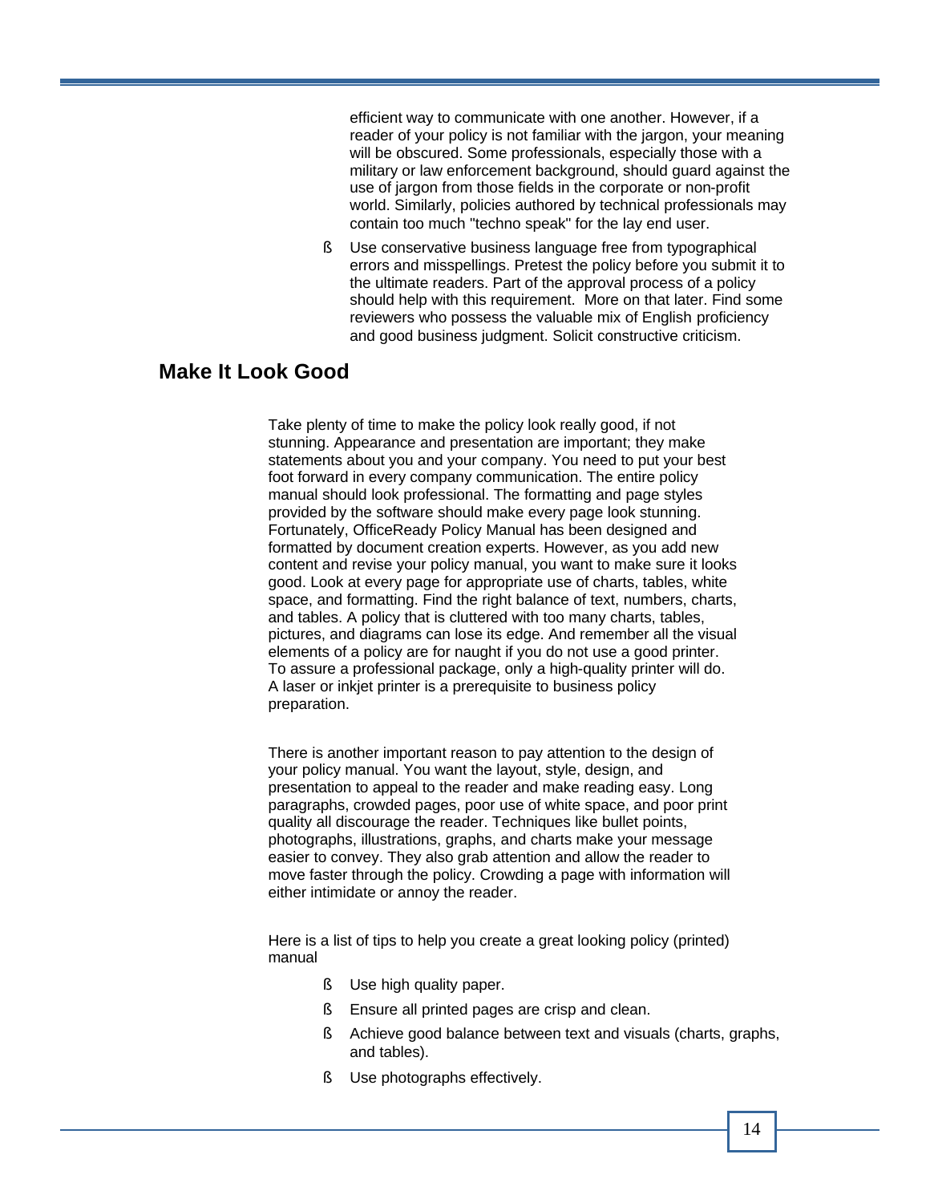efficient way to communicate with one another. However, if a reader of your policy is not familiar with the jargon, your meaning will be obscured. Some professionals, especially those with a military or law enforcement background, should guard against the use of jargon from those fields in the corporate or non-profit world. Similarly, policies authored by technical professionals may contain too much "techno speak" for the lay end user.

- Use conservative business language free from typographical errors and misspellings. Pretest the policy before you submit it to the ultimate readers. Part of the approval process of a policy should help with this requirement. More on that later. Find some reviewers who possess the valuable mix of English proficiency and good business judgment. Solicit constructive criticism.

## Make It Look Good

Take plenty of time to make the policy look really good, if not stunning. Appearance and presentation are important; they make statements about you and your company. You need to put your best foot forward in every company communication. The entire policy manual should look professional. The formatting and page styles provided by the software should make every page look stunning. Fortunately, OfficeReady Policy Manual has been designed and formatted by document creation experts. However, as you add new content and revise your policy manual, you want to make sure it looks good. Look at every page for appropriate use of charts, tables, white space, and formatting. Find the right balance of text, numbers, charts, and tables. A policy that is cluttered with too many charts, tables, pictures, and diagrams can lose its edge. And remember all the visual elements of a policy are for naught if you do not use a good printer. To assure a professional package, only a high-quality printer will do. A laser or inkjet printer is a prerequisite to business policy preparation.

There is another important reason to pay attention to the design of your policy manual. You want the layout, style, design, and presentation to appeal to the reader and make reading easy. Long paragraphs, crowded pages, poor use of white space, and poor print quality all discourage the reader. Techniques like bullet points, photographs, illustrations, graphs, and charts make your message easier to convey. They also grab attention and allow the reader to move faster through the policy. Crowding a page with information will either intimidate or annoy the reader.

Here is a list of tips to help you create a great looking policy (printed) manual

- Use high quality paper.
- Ensure all printed pages are crisp and clean.
- Achieve good balance between text and visuals (charts, graphs, and tables).
- Use photographs effectively.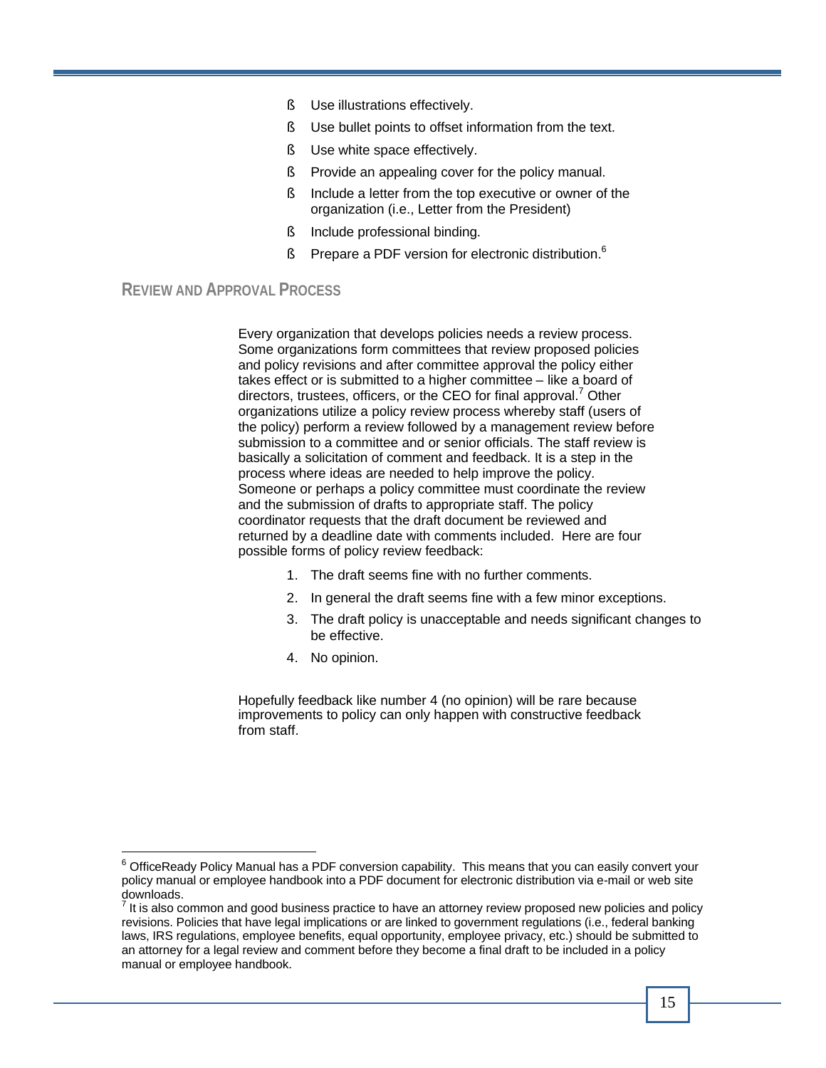- Use illustrations effectively.
- Use bullet points to offset information from the text.
- Use white space effectively.
- Provide an appealing cover for the policy manual.
- Include a letter from the top executive or owner of the organization (i.e., Letter from the President)
- Include professional binding.
- Prepare a PDF version for electronic distribution.[6]

## Review and Approval Process

Every organization that develops policies needs a review process. Some organizations form committees that review proposed policies and policy revisions and after committee approval the policy either takes effect or is submitted to a higher committee – like a board of directors, trustees, officers, or the CEO for final approval.[7] Other organizations utilize a policy review process whereby staff (users of the policy) perform a review followed by a management review before submission to a committee and or senior officials. The staff review is basically a solicitation of comment and feedback. It is a step in the process where ideas are needed to help improve the policy. Someone or perhaps a policy committee must coordinate the review and the submission of drafts to appropriate staff. The policy coordinator requests that the draft document be reviewed and returned by a deadline date with comments included. Here are four possible forms of policy review feedback:

1. The draft seems fine with no further comments.
2. In general the draft seems fine with a few minor exceptions.
3. The draft policy is unacceptable and needs significant changes to be effective.
4. No opinion.

Hopefully feedback like number 4 (no opinion) will be rare because improvements to policy can only happen with constructive feedback from staff.

---

[6] OfficeReady Policy Manual has a PDF conversion capability. This means that you can easily convert your policy manual or employee handbook into a PDF document for electronic distribution via e-mail or web site downloads.

[7] It is also common and good business practice to have an attorney review proposed new policies and policy revisions. Policies that have legal implications or are linked to government regulations (i.e., federal banking laws, IRS regulations, employee benefits, equal opportunity, employee privacy, etc.) should be submitted to an attorney for a legal review and comment before they become a final draft to be included in a policy manual or employee handbook.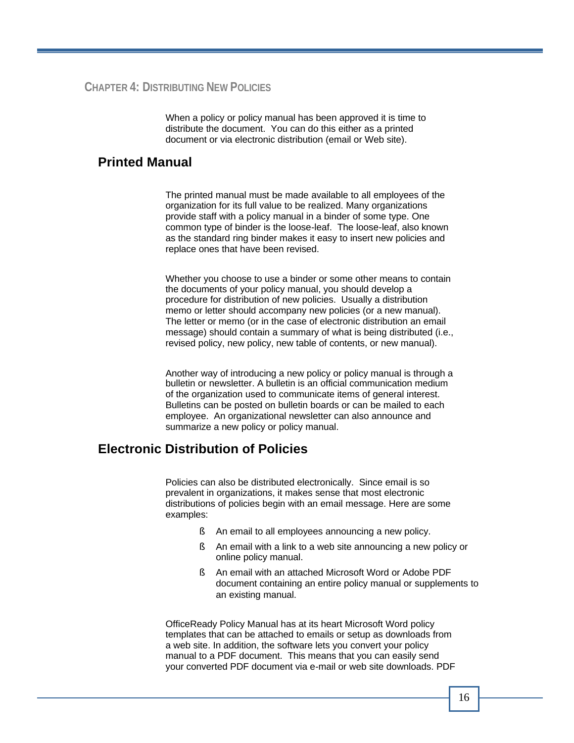## Chapter 4: Distributing New Policies

When a policy or policy manual has been approved it is time to distribute the document. You can do this either as a printed document or via electronic distribution (email or Web site).

### Printed Manual

The printed manual must be made available to all employees of the organization for its full value to be realized. Many organizations provide staff with a policy manual in a binder of some type. One common type of binder is the loose-leaf. The loose-leaf, also known as the standard ring binder makes it easy to insert new policies and replace ones that have been revised.

Whether you choose to use a binder or some other means to contain the documents of your policy manual, you should develop a procedure for distribution of new policies. Usually a distribution memo or letter should accompany new policies (or a new manual). The letter or memo (or in the case of electronic distribution an email message) should contain a summary of what is being distributed (i.e., revised policy, new policy, new table of contents, or new manual).

Another way of introducing a new policy or policy manual is through a bulletin or newsletter. A bulletin is an official communication medium of the organization used to communicate items of general interest. Bulletins can be posted on bulletin boards or can be mailed to each employee. An organizational newsletter can also announce and summarize a new policy or policy manual.

### Electronic Distribution of Policies

Policies can also be distributed electronically. Since email is so prevalent in organizations, it makes sense that most electronic distributions of policies begin with an email message. Here are some examples:

- An email to all employees announcing a new policy.
- An email with a link to a web site announcing a new policy or online policy manual.
- An email with an attached Microsoft Word or Adobe PDF document containing an entire policy manual or supplements to an existing manual.

OfficeReady Policy Manual has at its heart Microsoft Word policy templates that can be attached to emails or setup as downloads from a web site. In addition, the software lets you convert your policy manual to a PDF document. This means that you can easily send your converted PDF document via e-mail or web site downloads. PDF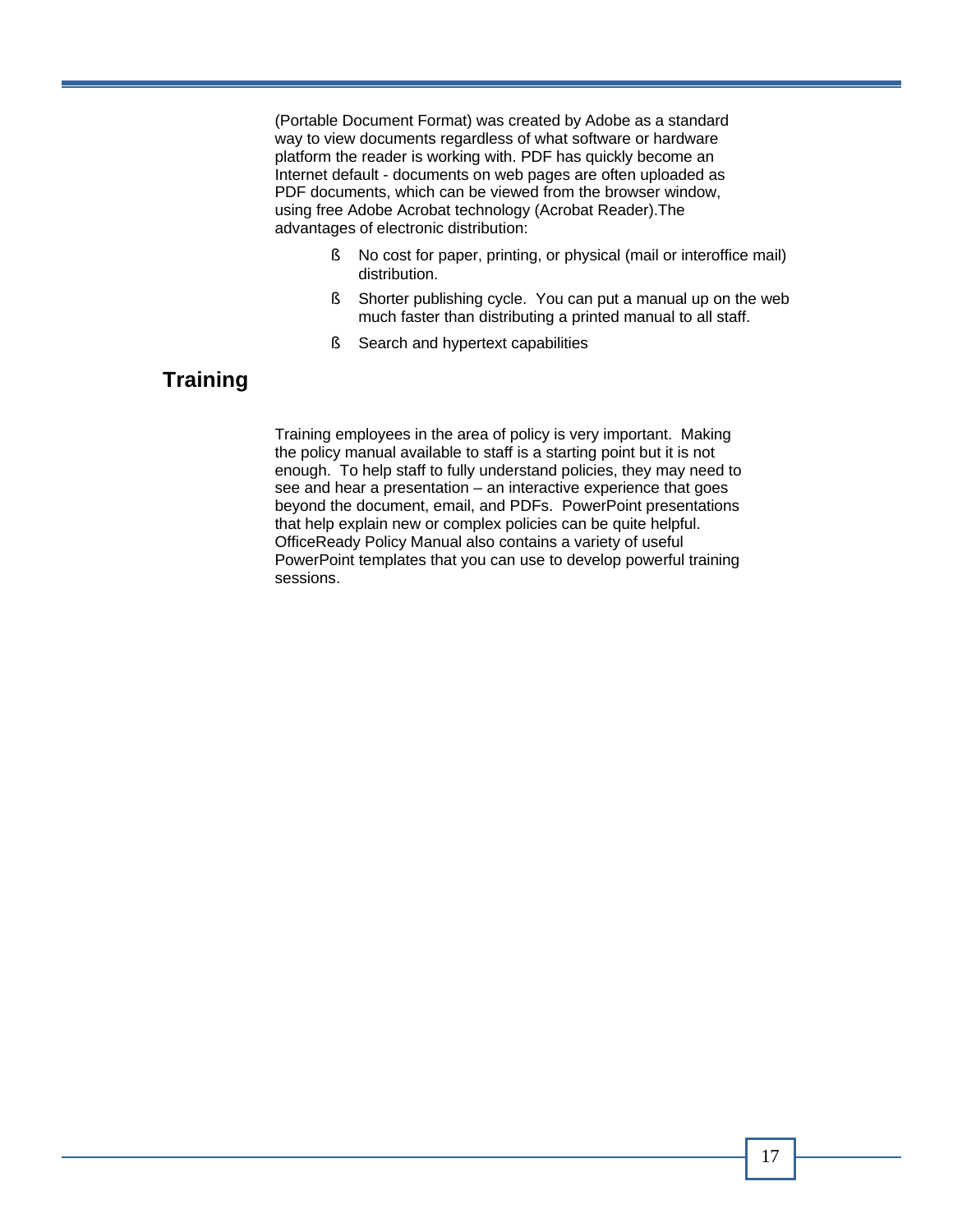(Portable Document Format) was created by Adobe as a standard way to view documents regardless of what software or hardware platform the reader is working with. PDF has quickly become an Internet default - documents on web pages are often uploaded as PDF documents, which can be viewed from the browser window, using free Adobe Acrobat technology (Acrobat Reader).The advantages of electronic distribution:

- No cost for paper, printing, or physical (mail or interoffice mail) distribution.
- Shorter publishing cycle. You can put a manual up on the web much faster than distributing a printed manual to all staff.
- Search and hypertext capabilities

## Training

Training employees in the area of policy is very important. Making the policy manual available to staff is a starting point but it is not enough. To help staff to fully understand policies, they may need to see and hear a presentation – an interactive experience that goes beyond the document, email, and PDFs. PowerPoint presentations that help explain new or complex policies can be quite helpful. OfficeReady Policy Manual also contains a variety of useful PowerPoint templates that you can use to develop powerful training sessions.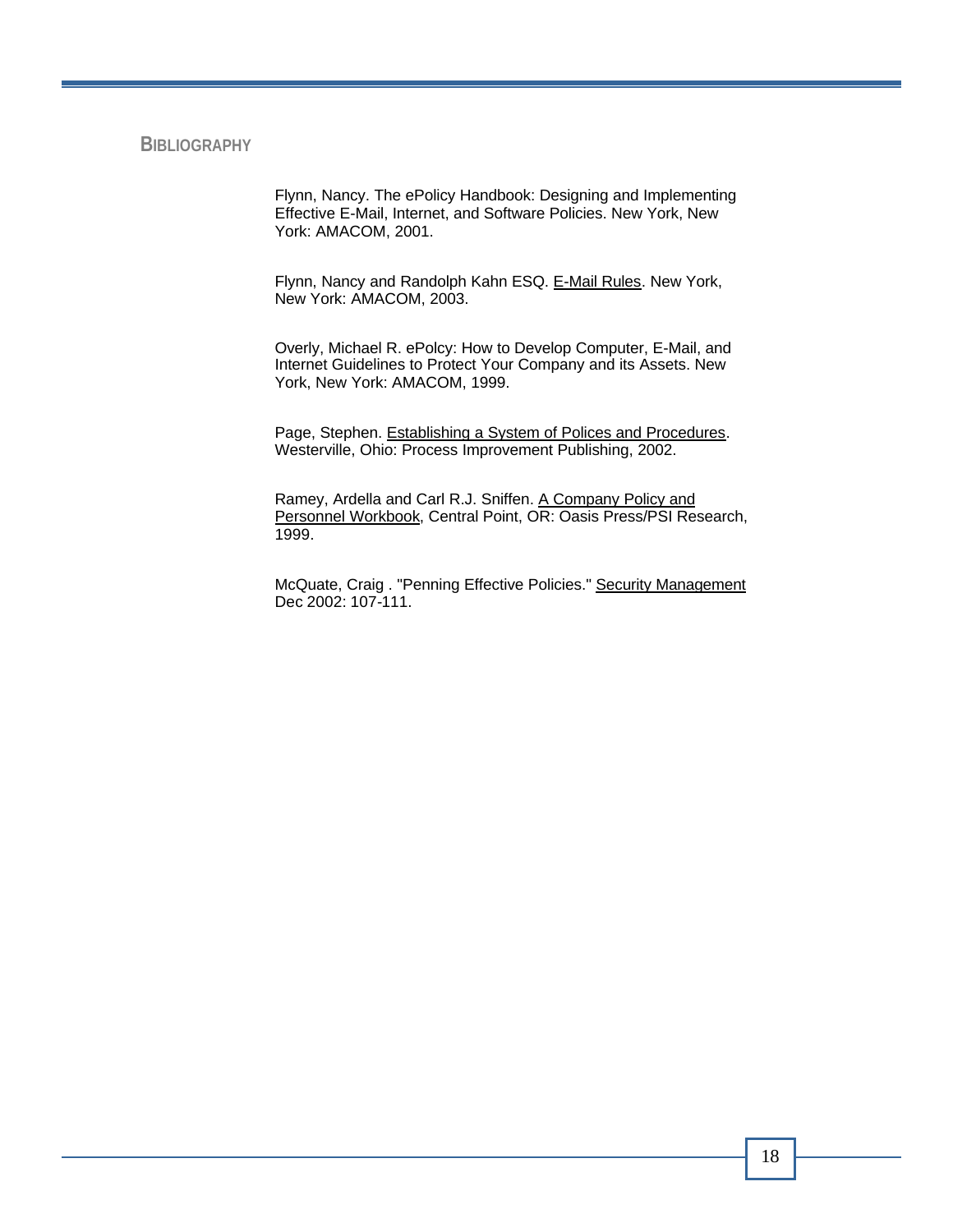## BIBLIOGRAPHY

Flynn, Nancy. The ePolicy Handbook: Designing and Implementing Effective E-Mail, Internet, and Software Policies. New York, New York: AMACOM, 2001.

Flynn, Nancy and Randolph Kahn ESQ. E-Mail Rules. New York, New York: AMACOM, 2003.

Overly, Michael R. ePolcy: How to Develop Computer, E-Mail, and Internet Guidelines to Protect Your Company and its Assets. New York, New York: AMACOM, 1999.

Page, Stephen. Establishing a System of Polices and Procedures. Westerville, Ohio: Process Improvement Publishing, 2002.

Ramey, Ardella and Carl R.J. Sniffen. A Company Policy and Personnel Workbook, Central Point, OR: Oasis Press/PSI Research, 1999.

McQuate, Craig . "Penning Effective Policies." Security Management Dec 2002: 107-111.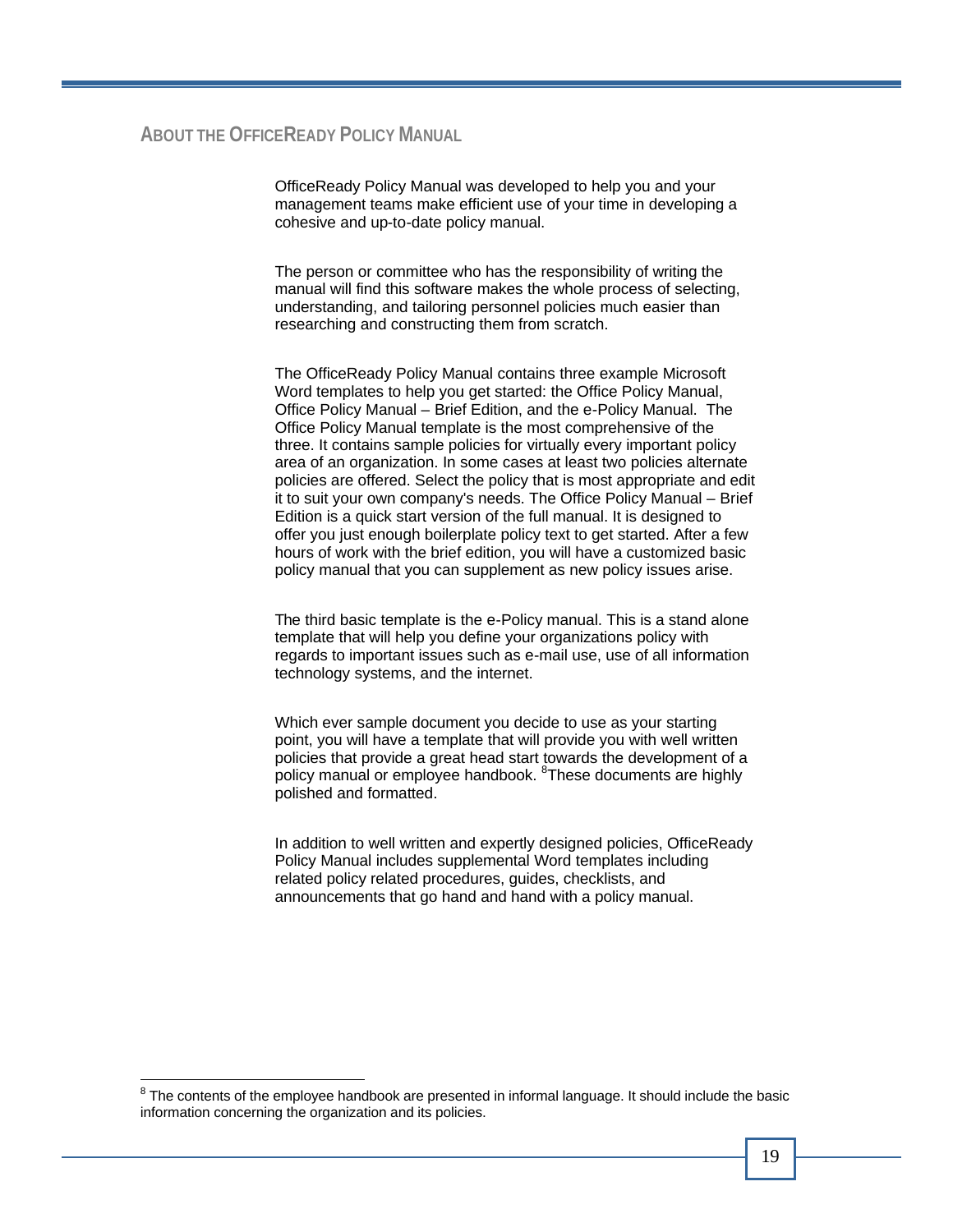## ABOUT THE OFFICEREADY POLICY MANUAL

OfficeReady Policy Manual was developed to help you and your management teams make efficient use of your time in developing a cohesive and up-to-date policy manual.

The person or committee who has the responsibility of writing the manual will find this software makes the whole process of selecting, understanding, and tailoring personnel policies much easier than researching and constructing them from scratch.

The OfficeReady Policy Manual contains three example Microsoft Word templates to help you get started: the Office Policy Manual, Office Policy Manual – Brief Edition, and the e-Policy Manual. The Office Policy Manual template is the most comprehensive of the three. It contains sample policies for virtually every important policy area of an organization. In some cases at least two policies alternate policies are offered. Select the policy that is most appropriate and edit it to suit your own company's needs. The Office Policy Manual – Brief Edition is a quick start version of the full manual. It is designed to offer you just enough boilerplate policy text to get started. After a few hours of work with the brief edition, you will have a customized basic policy manual that you can supplement as new policy issues arise.

The third basic template is the e-Policy manual. This is a stand alone template that will help you define your organizations policy with regards to important issues such as e-mail use, use of all information technology systems, and the internet.

Which ever sample document you decide to use as your starting point, you will have a template that will provide you with well written policies that provide a great head start towards the development of a policy manual or employee handbook. [8]These documents are highly polished and formatted.

In addition to well written and expertly designed policies, OfficeReady Policy Manual includes supplemental Word templates including related policy related procedures, guides, checklists, and announcements that go hand and hand with a policy manual.

---

[8] The contents of the employee handbook are presented in informal language. It should include the basic information concerning the organization and its policies.